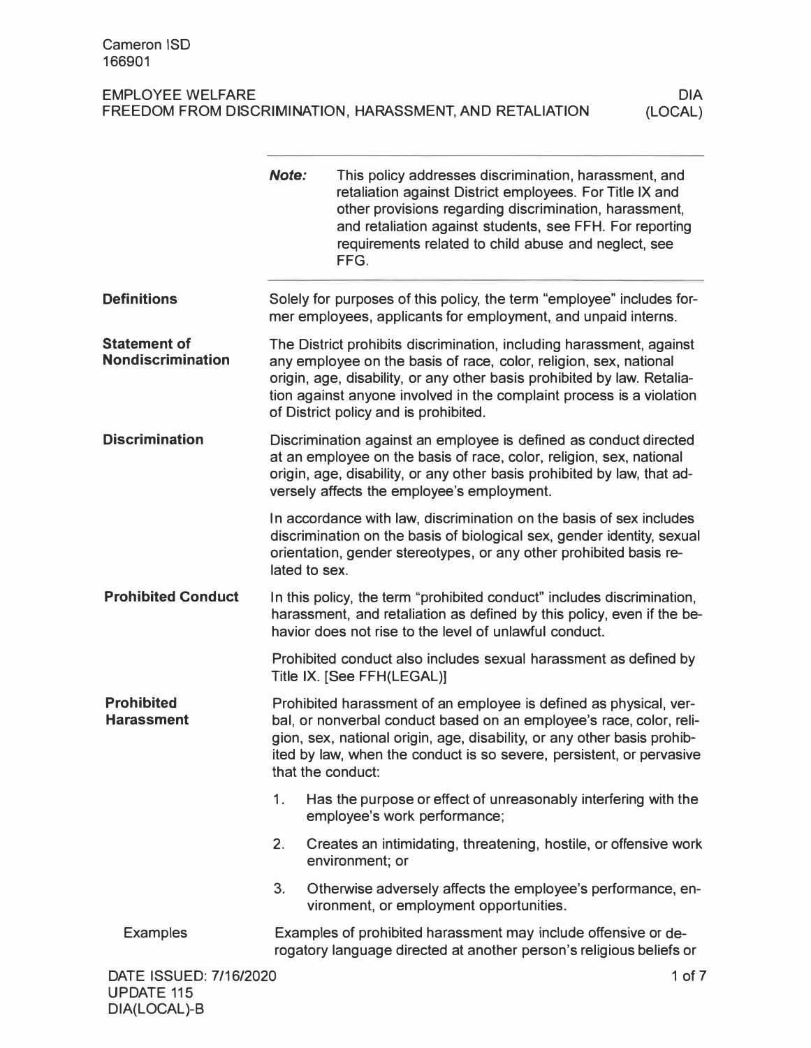Cameron ISD
166901

EMPLOYEE WELFARE
FREEDOM FROM DISCRIMINATION, HARASSMENT, AND RETALIATION
DIA (LOCAL)

> ***Note:*** This policy addresses discrimination, harassment, and retaliation against District employees. For Title IX and other provisions regarding discrimination, harassment, and retaliation against students, see FFH. For reporting requirements related to child abuse and neglect, see FFG.

## Definitions

Solely for purposes of this policy, the term "employee" includes former employees, applicants for employment, and unpaid interns.

## Statement of Nondiscrimination

The District prohibits discrimination, including harassment, against any employee on the basis of race, color, religion, sex, national origin, age, disability, or any other basis prohibited by law. Retaliation against anyone involved in the complaint process is a violation of District policy and is prohibited.

## Discrimination

Discrimination against an employee is defined as conduct directed at an employee on the basis of race, color, religion, sex, national origin, age, disability, or any other basis prohibited by law, that adversely affects the employee's employment.

In accordance with law, discrimination on the basis of sex includes discrimination on the basis of biological sex, gender identity, sexual orientation, gender stereotypes, or any other prohibited basis related to sex.

## Prohibited Conduct

In this policy, the term "prohibited conduct" includes discrimination, harassment, and retaliation as defined by this policy, even if the behavior does not rise to the level of unlawful conduct.

Prohibited conduct also includes sexual harassment as defined by Title IX. [See FFH(LEGAL)]

## Prohibited Harassment

Prohibited harassment of an employee is defined as physical, verbal, or nonverbal conduct based on an employee's race, color, religion, sex, national origin, age, disability, or any other basis prohibited by law, when the conduct is so severe, persistent, or pervasive that the conduct:

1. Has the purpose or effect of unreasonably interfering with the employee's work performance;
2. Creates an intimidating, threatening, hostile, or offensive work environment; or
3. Otherwise adversely affects the employee's performance, environment, or employment opportunities.

### Examples

Examples of prohibited harassment may include offensive or derogatory language directed at another person's religious beliefs or

DATE ISSUED: 7/16/2020
UPDATE 115
DIA(LOCAL)-B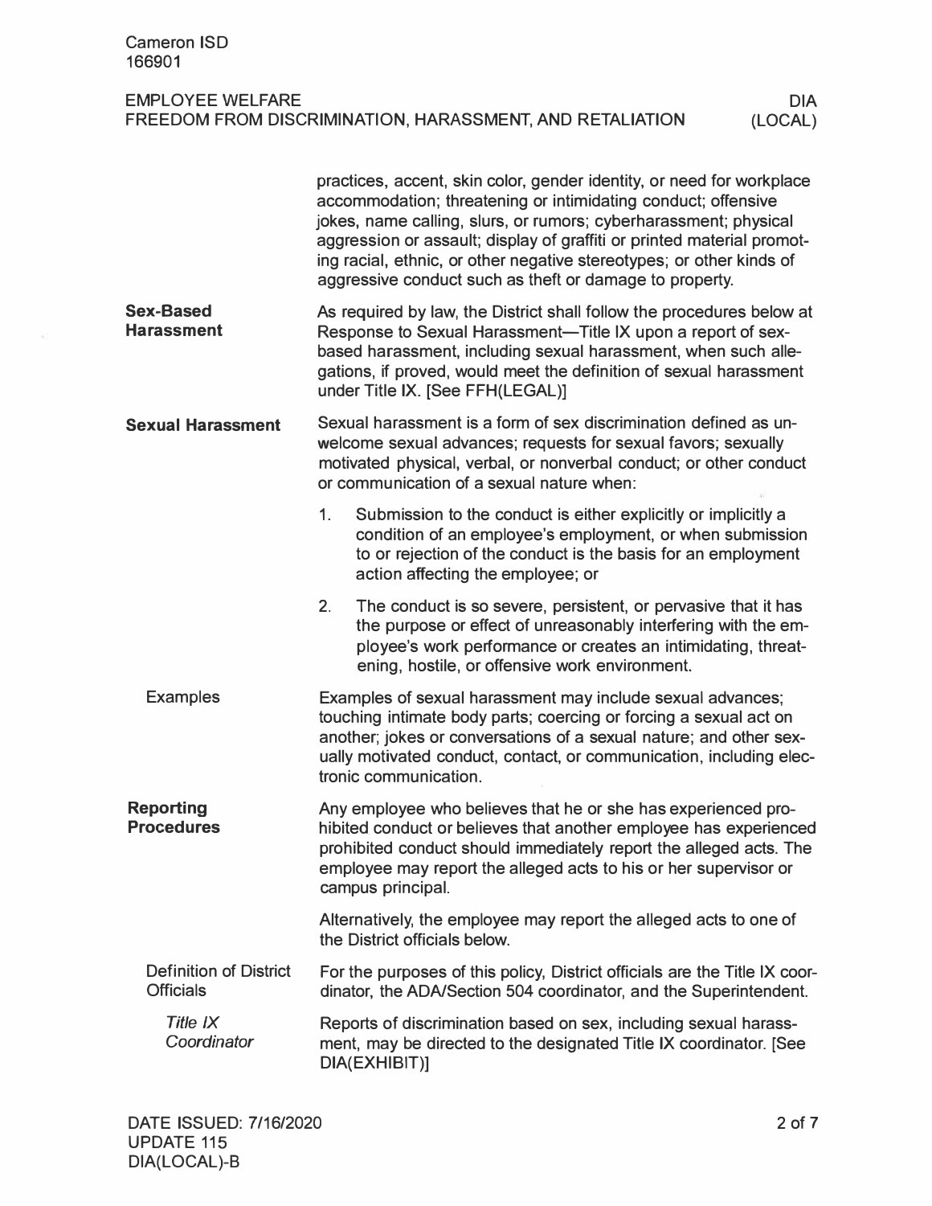practices, accent, skin color, gender identity, or need for workplace accommodation; threatening or intimidating conduct; offensive jokes, name calling, slurs, or rumors; cyberharassment; physical aggression or assault; display of graffiti or printed material promoting racial, ethnic, or other negative stereotypes; or other kinds of aggressive conduct such as theft or damage to property.

## Sex-Based Harassment

As required by law, the District shall follow the procedures below at Response to Sexual Harassment—Title IX upon a report of sex-based harassment, including sexual harassment, when such allegations, if proved, would meet the definition of sexual harassment under Title IX. [See FFH(LEGAL)]

## Sexual Harassment

Sexual harassment is a form of sex discrimination defined as unwelcome sexual advances; requests for sexual favors; sexually motivated physical, verbal, or nonverbal conduct; or other conduct or communication of a sexual nature when:

1. Submission to the conduct is either explicitly or implicitly a condition of an employee's employment, or when submission to or rejection of the conduct is the basis for an employment action affecting the employee; or
2. The conduct is so severe, persistent, or pervasive that it has the purpose or effect of unreasonably interfering with the employee's work performance or creates an intimidating, threatening, hostile, or offensive work environment.

### Examples

Examples of sexual harassment may include sexual advances; touching intimate body parts; coercing or forcing a sexual act on another; jokes or conversations of a sexual nature; and other sexually motivated conduct, contact, or communication, including electronic communication.

## Reporting Procedures

Any employee who believes that he or she has experienced prohibited conduct or believes that another employee has experienced prohibited conduct should immediately report the alleged acts. The employee may report the alleged acts to his or her supervisor or campus principal.

Alternatively, the employee may report the alleged acts to one of the District officials below.

### Definition of District Officials

For the purposes of this policy, District officials are the Title IX coordinator, the ADA/Section 504 coordinator, and the Superintendent.

#### *Title IX Coordinator*

Reports of discrimination based on sex, including sexual harassment, may be directed to the designated Title IX coordinator. [See DIA(EXHIBIT)]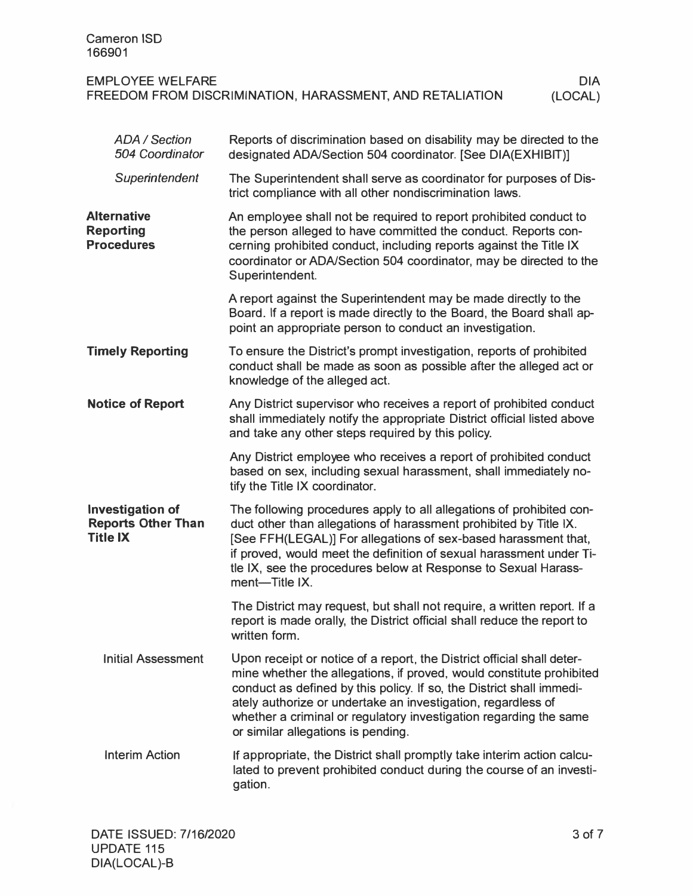*ADA / Section 504 Coordinator*

Reports of discrimination based on disability may be directed to the designated ADA/Section 504 coordinator. [See DIA(EXHIBIT)]

*Superintendent*

The Superintendent shall serve as coordinator for purposes of District compliance with all other nondiscrimination laws.

## Alternative Reporting Procedures

An employee shall not be required to report prohibited conduct to the person alleged to have committed the conduct. Reports concerning prohibited conduct, including reports against the Title IX coordinator or ADA/Section 504 coordinator, may be directed to the Superintendent.

A report against the Superintendent may be made directly to the Board. If a report is made directly to the Board, the Board shall appoint an appropriate person to conduct an investigation.

## Timely Reporting

To ensure the District's prompt investigation, reports of prohibited conduct shall be made as soon as possible after the alleged act or knowledge of the alleged act.

## Notice of Report

Any District supervisor who receives a report of prohibited conduct shall immediately notify the appropriate District official listed above and take any other steps required by this policy.

Any District employee who receives a report of prohibited conduct based on sex, including sexual harassment, shall immediately notify the Title IX coordinator.

## Investigation of Reports Other Than Title IX

The following procedures apply to all allegations of prohibited conduct other than allegations of harassment prohibited by Title IX. [See FFH(LEGAL)] For allegations of sex-based harassment that, if proved, would meet the definition of sexual harassment under Title IX, see the procedures below at Response to Sexual Harassment—Title IX.

The District may request, but shall not require, a written report. If a report is made orally, the District official shall reduce the report to written form.

### Initial Assessment

Upon receipt or notice of a report, the District official shall determine whether the allegations, if proved, would constitute prohibited conduct as defined by this policy. If so, the District shall immediately authorize or undertake an investigation, regardless of whether a criminal or regulatory investigation regarding the same or similar allegations is pending.

### Interim Action

If appropriate, the District shall promptly take interim action calculated to prevent prohibited conduct during the course of an investigation.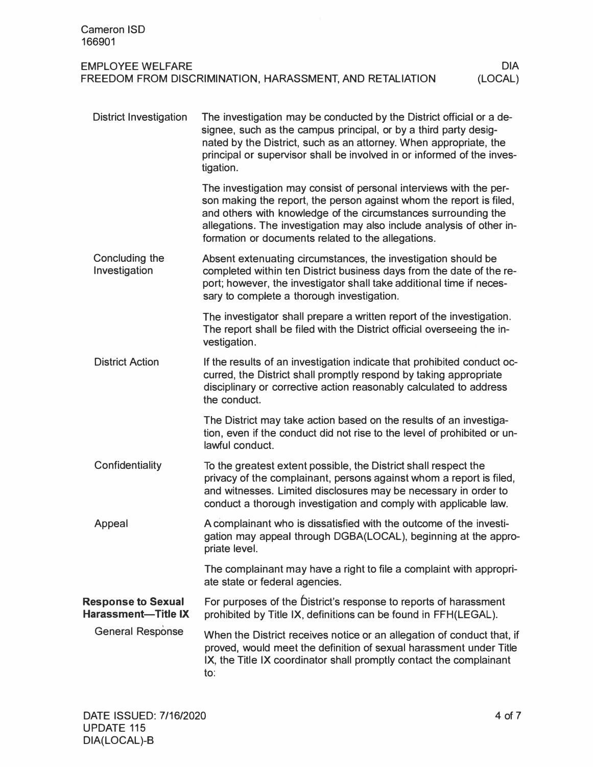#### District Investigation

The investigation may be conducted by the District official or a designee, such as the campus principal, or by a third party designated by the District, such as an attorney. When appropriate, the principal or supervisor shall be involved in or informed of the investigation.

The investigation may consist of personal interviews with the person making the report, the person against whom the report is filed, and others with knowledge of the circumstances surrounding the allegations. The investigation may also include analysis of other information or documents related to the allegations.

#### Concluding the Investigation

Absent extenuating circumstances, the investigation should be completed within ten District business days from the date of the report; however, the investigator shall take additional time if necessary to complete a thorough investigation.

The investigator shall prepare a written report of the investigation. The report shall be filed with the District official overseeing the investigation.

#### District Action

If the results of an investigation indicate that prohibited conduct occurred, the District shall promptly respond by taking appropriate disciplinary or corrective action reasonably calculated to address the conduct.

The District may take action based on the results of an investigation, even if the conduct did not rise to the level of prohibited or unlawful conduct.

#### Confidentiality

To the greatest extent possible, the District shall respect the privacy of the complainant, persons against whom a report is filed, and witnesses. Limited disclosures may be necessary in order to conduct a thorough investigation and comply with applicable law.

#### Appeal

A complainant who is dissatisfied with the outcome of the investigation may appeal through DGBA(LOCAL), beginning at the appropriate level.

The complainant may have a right to file a complaint with appropriate state or federal agencies.

### Response to Sexual Harassment—Title IX

For purposes of the District's response to reports of harassment prohibited by Title IX, definitions can be found in FFH(LEGAL).

#### General Response

When the District receives notice or an allegation of conduct that, if proved, would meet the definition of sexual harassment under Title IX, the Title IX coordinator shall promptly contact the complainant to: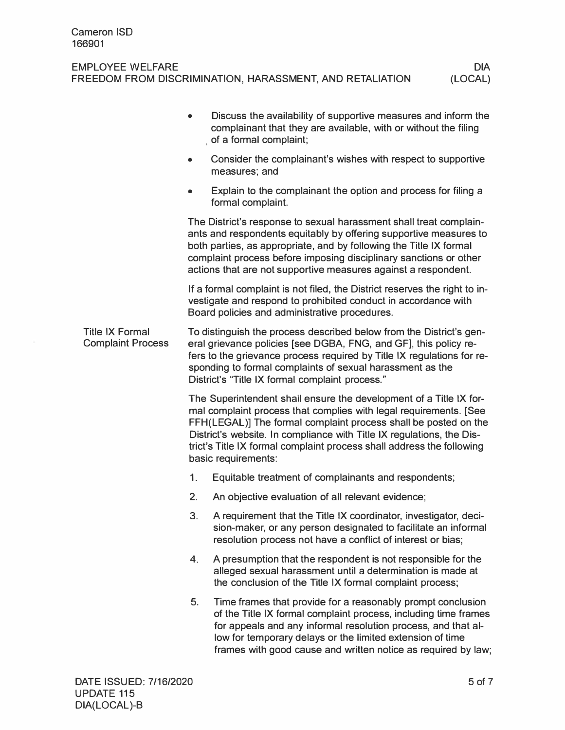- Discuss the availability of supportive measures and inform the complainant that they are available, with or without the filing of a formal complaint;
- Consider the complainant's wishes with respect to supportive measures; and
- Explain to the complainant the option and process for filing a formal complaint.

The District's response to sexual harassment shall treat complainants and respondents equitably by offering supportive measures to both parties, as appropriate, and by following the Title IX formal complaint process before imposing disciplinary sanctions or other actions that are not supportive measures against a respondent.

If a formal complaint is not filed, the District reserves the right to investigate and respond to prohibited conduct in accordance with Board policies and administrative procedures.

### Title IX Formal Complaint Process

To distinguish the process described below from the District's general grievance policies [see DGBA, FNG, and GF], this policy refers to the grievance process required by Title IX regulations for responding to formal complaints of sexual harassment as the District's "Title IX formal complaint process."

The Superintendent shall ensure the development of a Title IX formal complaint process that complies with legal requirements. [See FFH(LEGAL)] The formal complaint process shall be posted on the District's website. In compliance with Title IX regulations, the District's Title IX formal complaint process shall address the following basic requirements:

1. Equitable treatment of complainants and respondents;
2. An objective evaluation of all relevant evidence;
3. A requirement that the Title IX coordinator, investigator, decision-maker, or any person designated to facilitate an informal resolution process not have a conflict of interest or bias;
4. A presumption that the respondent is not responsible for the alleged sexual harassment until a determination is made at the conclusion of the Title IX formal complaint process;
5. Time frames that provide for a reasonably prompt conclusion of the Title IX formal complaint process, including time frames for appeals and any informal resolution process, and that allow for temporary delays or the limited extension of time frames with good cause and written notice as required by law;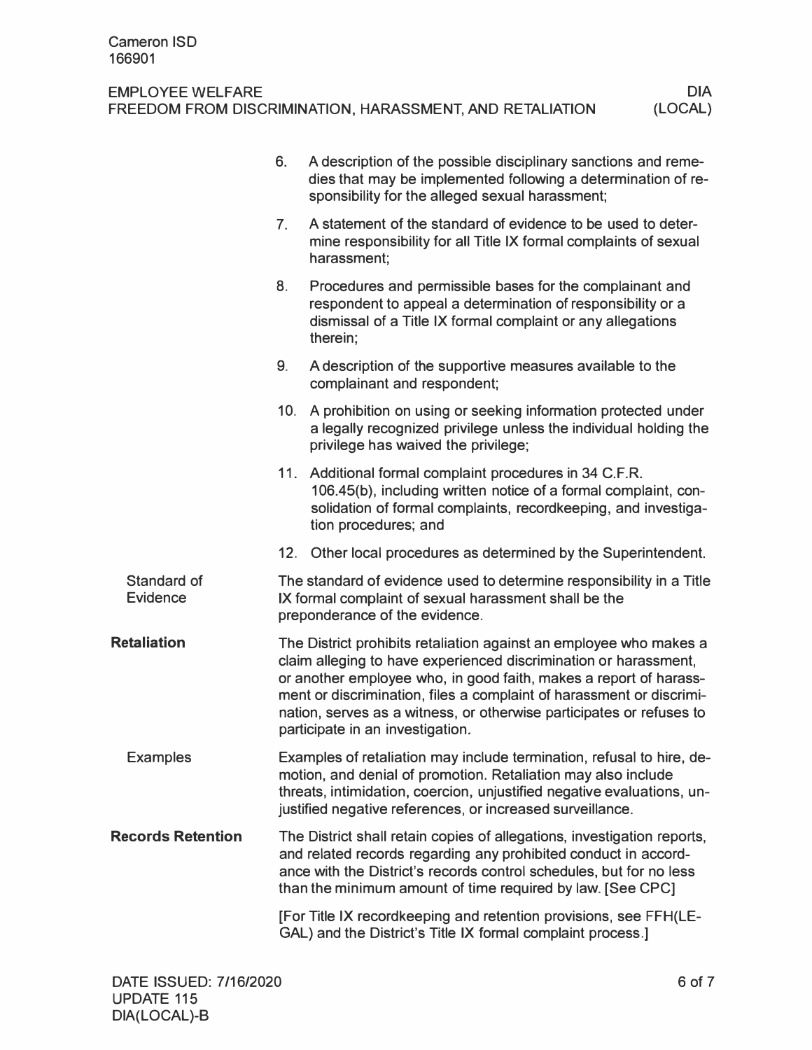6. A description of the possible disciplinary sanctions and remedies that may be implemented following a determination of responsibility for the alleged sexual harassment;
7. A statement of the standard of evidence to be used to determine responsibility for all Title IX formal complaints of sexual harassment;
8. Procedures and permissible bases for the complainant and respondent to appeal a determination of responsibility or a dismissal of a Title IX formal complaint or any allegations therein;
9. A description of the supportive measures available to the complainant and respondent;
10. A prohibition on using or seeking information protected under a legally recognized privilege unless the individual holding the privilege has waived the privilege;
11. Additional formal complaint procedures in 34 C.F.R. 106.45(b), including written notice of a formal complaint, consolidation of formal complaints, recordkeeping, and investigation procedures; and
12. Other local procedures as determined by the Superintendent.

### Standard of Evidence

The standard of evidence used to determine responsibility in a Title IX formal complaint of sexual harassment shall be the preponderance of the evidence.

## Retaliation

The District prohibits retaliation against an employee who makes a claim alleging to have experienced discrimination or harassment, or another employee who, in good faith, makes a report of harassment or discrimination, files a complaint of harassment or discrimination, serves as a witness, or otherwise participates or refuses to participate in an investigation.

### Examples

Examples of retaliation may include termination, refusal to hire, demotion, and denial of promotion. Retaliation may also include threats, intimidation, coercion, unjustified negative evaluations, unjustified negative references, or increased surveillance.

## Records Retention

The District shall retain copies of allegations, investigation reports, and related records regarding any prohibited conduct in accordance with the District's records control schedules, but for no less than the minimum amount of time required by law. [See CPC]

[For Title IX recordkeeping and retention provisions, see FFH(LEGAL) and the District's Title IX formal complaint process.]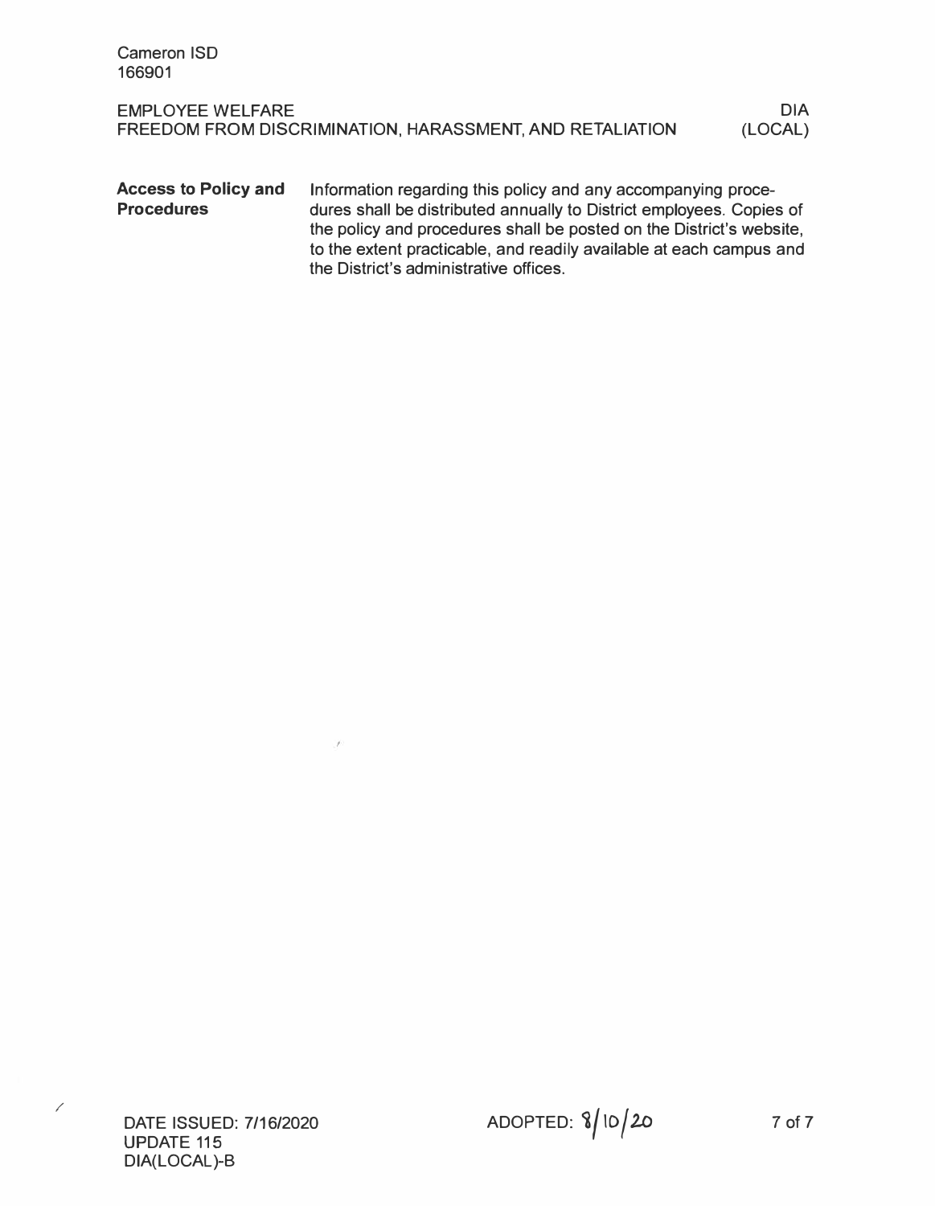## Access to Policy and Procedures

Information regarding this policy and any accompanying procedures shall be distributed annually to District employees. Copies of the policy and procedures shall be posted on the District's website, to the extent practicable, and readily available at each campus and the District's administrative offices.